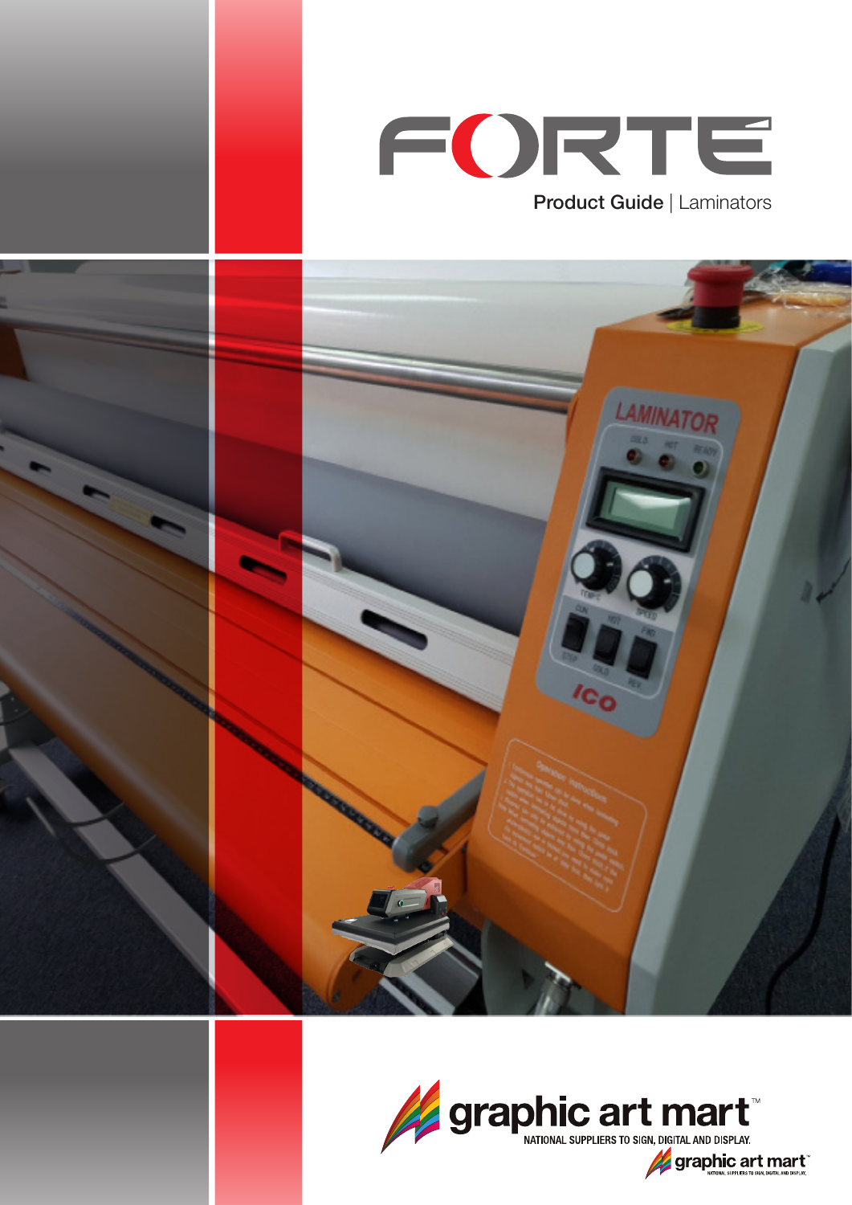# FORTÉ

Product Guide | Laminators

graphic art mart™

NATIONAL SUPPLIERS TO SIGN, DIGITAL AND DISPLAY.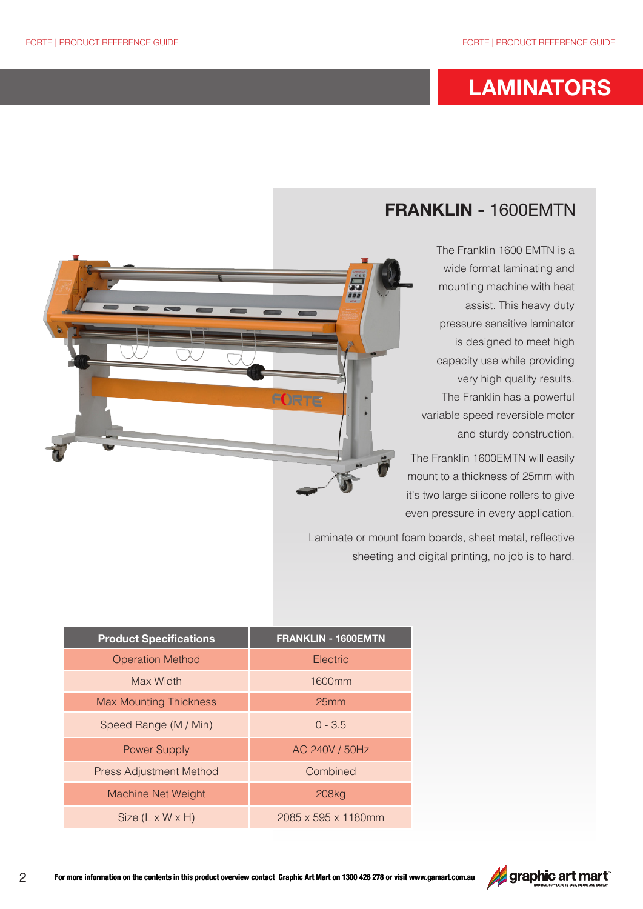# LAMINATORS

## FRANKLIN - 1600EMTN

The Franklin 1600 EMTN is a wide format laminating and mounting machine with heat assist. This heavy duty pressure sensitive laminator is designed to meet high capacity use while providing very high quality results. The Franklin has a powerful variable speed reversible motor and sturdy construction.

The Franklin 1600EMTN will easily mount to a thickness of 25mm with it's two large silicone rollers to give even pressure in every application.

Laminate or mount foam boards, sheet metal, reflective sheeting and digital printing, no job is to hard.

| Product Specifications | FRANKLIN - 1600EMTN |
|---|---|
| Operation Method | Electric |
| Max Width | 1600mm |
| Max Mounting Thickness | 25mm |
| Speed Range (M / Min) | 0 - 3.5 |
| Power Supply | AC 240V / 50Hz |
| Press Adjustment Method | Combined |
| Machine Net Weight | 208kg |
| Size (L x W x H) | 2085 x 595 x 1180mm |

For more information on the contents in this product overview contact Graphic Art Mart on 1300 426 278 or visit www.gamart.com.au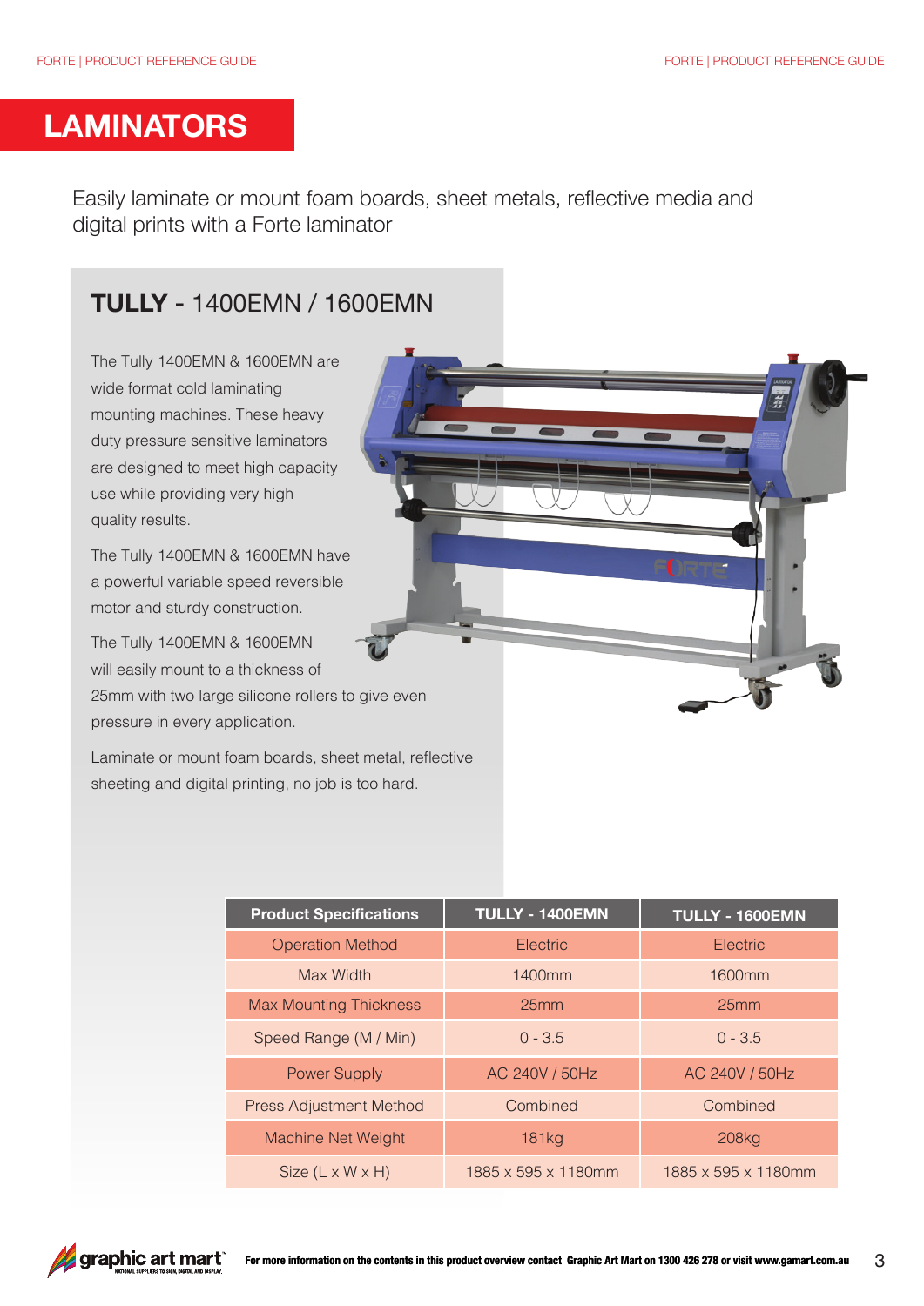# LAMINATORS

Easily laminate or mount foam boards, sheet metals, reflective media and digital prints with a Forte laminator

## TULLY - 1400EMN / 1600EMN

The Tully 1400EMN & 1600EMN are wide format cold laminating mounting machines. These heavy duty pressure sensitive laminators are designed to meet high capacity use while providing very high quality results.

The Tully 1400EMN & 1600EMN have a powerful variable speed reversible motor and sturdy construction.

The Tully 1400EMN & 1600EMN will easily mount to a thickness of 25mm with two large silicone rollers to give even pressure in every application.

Laminate or mount foam boards, sheet metal, reflective sheeting and digital printing, no job is too hard.

| Product Specifications | TULLY - 1400EMN | TULLY - 1600EMN |
|---|---|---|
| Operation Method | Electric | Electric |
| Max Width | 1400mm | 1600mm |
| Max Mounting Thickness | 25mm | 25mm |
| Speed Range (M / Min) | 0 - 3.5 | 0 - 3.5 |
| Power Supply | AC 240V / 50Hz | AC 240V / 50Hz |
| Press Adjustment Method | Combined | Combined |
| Machine Net Weight | 181kg | 208kg |
| Size (L x W x H) | 1885 x 595 x 1180mm | 1885 x 595 x 1180mm |

For more information on the contents in this product overview contact Graphic Art Mart on 1300 426 278 or visit www.gamart.com.au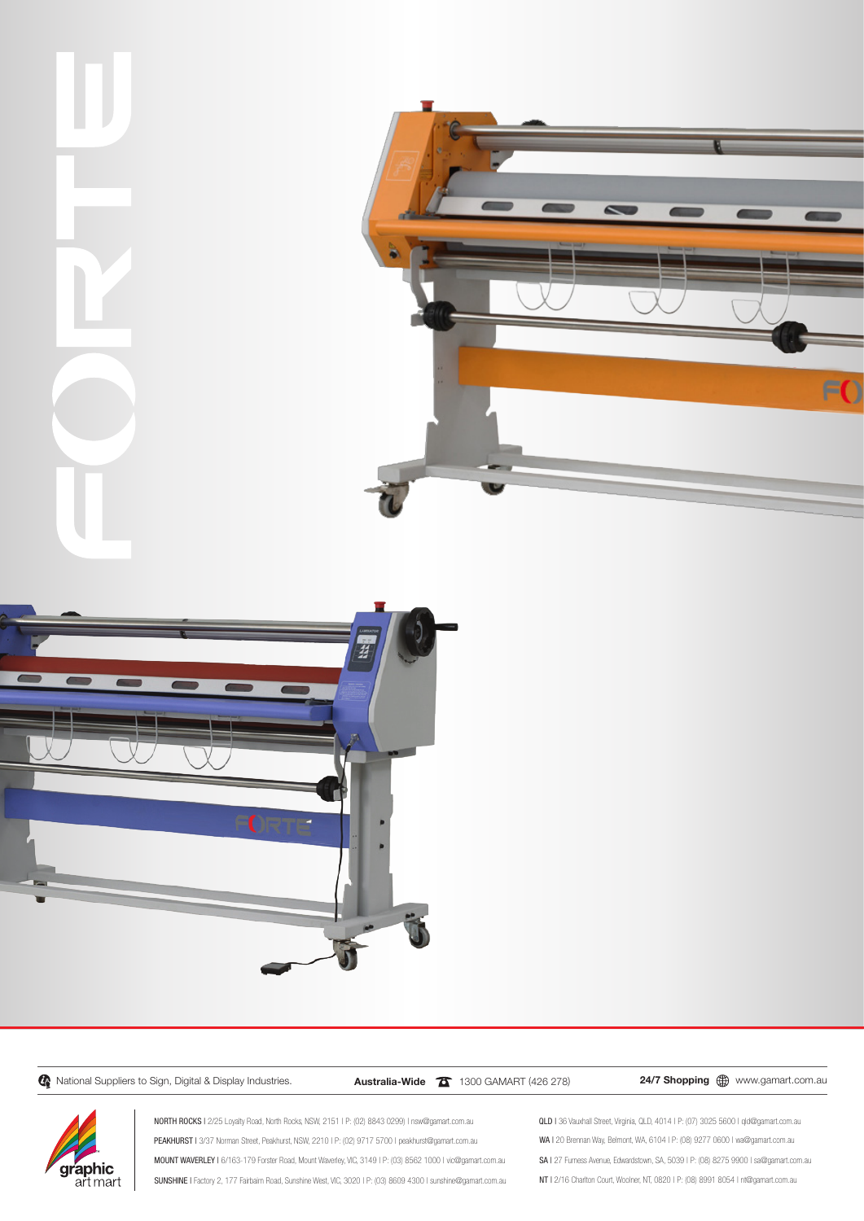FORTE

National Suppliers to Sign, Digital & Display Industries.

**Australia-Wide** 1300 GAMART (426 278)

**24/7 Shopping** www.gamart.com.au

graphic art mart

NORTH ROCKS | 2/25 Loyalty Road, North Rocks, NSW, 2151 | P: (02) 8843 0299 | nsw@gamart.com.au

PEAKHURST | 3/37 Norman Street, Peakhurst, NSW, 2210 | P: (02) 9717 5700 | peakhurst@gamart.com.au

MOUNT WAVERLEY | 6/163-179 Forster Road, Mount Waverley, VIC, 3149 | P: (03) 8562 1000 | vic@gamart.com.au

SUNSHINE | Factory 2, 177 Fairbairn Road, Sunshine West, VIC, 3020 | P: (03) 8609 4300 | sunshine@gamart.com.au

QLD | 36 Vauxhall Street, Virginia, QLD, 4014 | P: (07) 3025 5600 | qld@gamart.com.au

WA | 20 Brennan Way, Belmont, WA, 6104 | P: (08) 9277 0600 | wa@gamart.com.au

SA | 27 Furness Avenue, Edwardstown, SA, 5039 | P: (08) 8275 9900 | sa@gamart.com.au

NT | 2/16 Charlton Court, Woolner, NT, 0820 | P: (08) 8991 8054 | nt@gamart.com.au